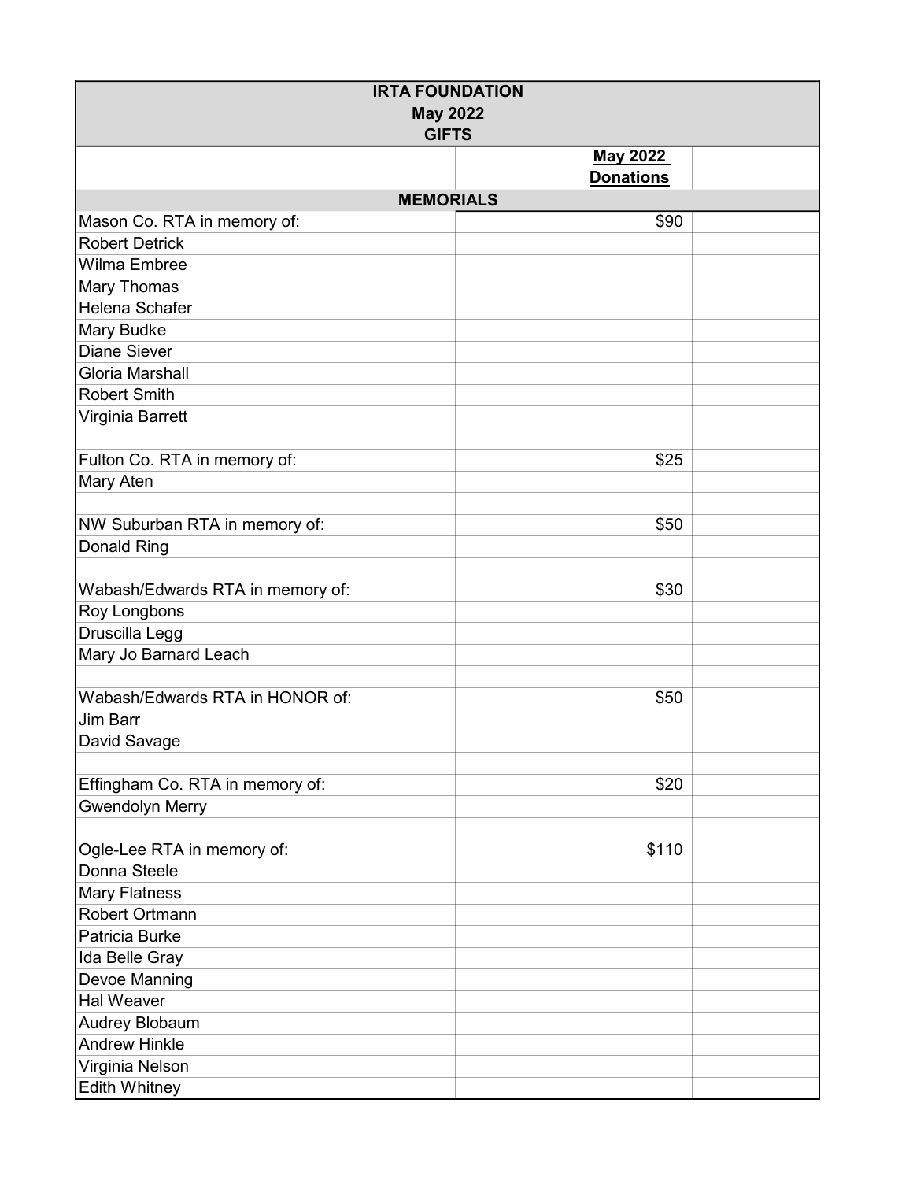| IRTA FOUNDATION<br>May 2022<br>GIFTS | | | |
|---|---|---|---|
| | | **May 2022 Donations** | |
| **MEMORIALS** | | | |
| Mason Co. RTA in memory of: | | $90 | |
| Robert Detrick | | | |
| Wilma Embree | | | |
| Mary Thomas | | | |
| Helena Schafer | | | |
| Mary Budke | | | |
| Diane Siever | | | |
| Gloria Marshall | | | |
| Robert Smith | | | |
| Virginia Barrett | | | |
| | | | |
| Fulton Co. RTA in memory of: | | $25 | |
| Mary Aten | | | |
| | | | |
| NW Suburban RTA in memory of: | | $50 | |
| Donald Ring | | | |
| | | | |
| Wabash/Edwards RTA in memory of: | | $30 | |
| Roy Longbons | | | |
| Druscilla Legg | | | |
| Mary Jo Barnard Leach | | | |
| | | | |
| Wabash/Edwards RTA in HONOR of: | | $50 | |
| Jim Barr | | | |
| David Savage | | | |
| | | | |
| Effingham Co. RTA in memory of: | | $20 | |
| Gwendolyn Merry | | | |
| | | | |
| Ogle-Lee RTA in memory of: | | $110 | |
| Donna Steele | | | |
| Mary Flatness | | | |
| Robert Ortmann | | | |
| Patricia Burke | | | |
| Ida Belle Gray | | | |
| Devoe Manning | | | |
| Hal Weaver | | | |
| Audrey Blobaum | | | |
| Andrew Hinkle | | | |
| Virginia Nelson | | | |
| Edith Whitney | | | |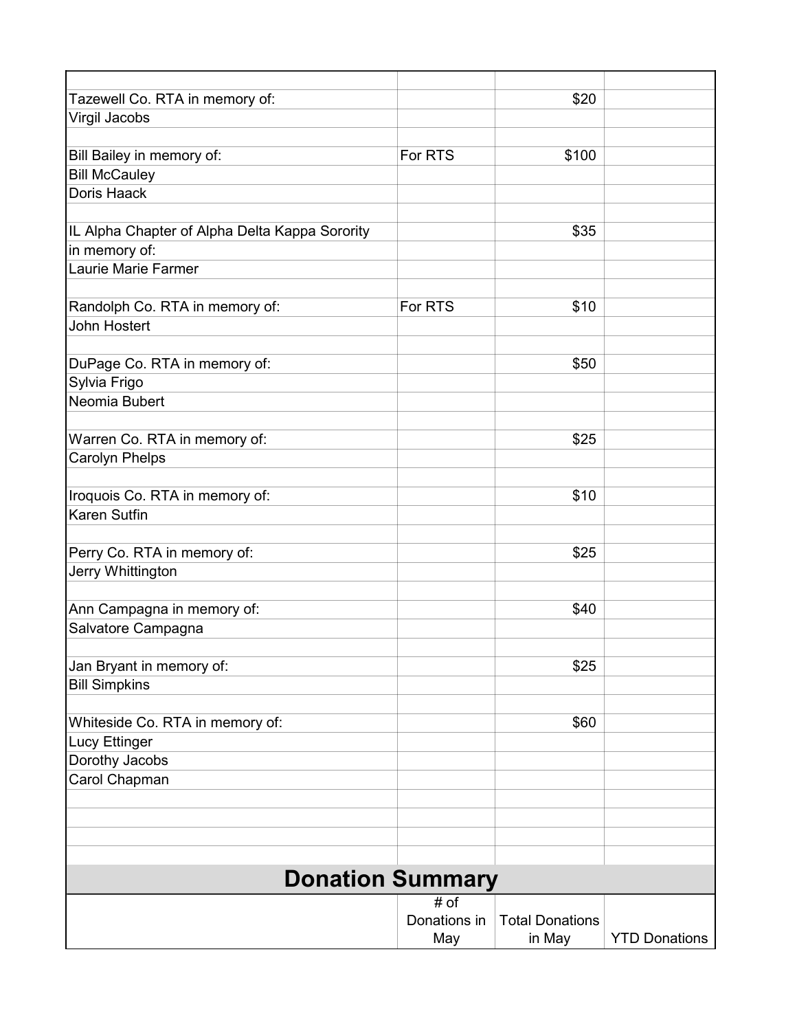| | | | |
|---|---|---|---|
| Tazewell Co. RTA in memory of: | | $20 | |
| Virgil Jacobs | | | |
| | | | |
| Bill Bailey in memory of: | For RTS | $100 | |
| Bill McCauley | | | |
| Doris Haack | | | |
| | | | |
| IL Alpha Chapter of Alpha Delta Kappa Sorority | | $35 | |
| in memory of: | | | |
| Laurie Marie Farmer | | | |
| | | | |
| Randolph Co. RTA in memory of: | For RTS | $10 | |
| John Hostert | | | |
| | | | |
| DuPage Co. RTA in memory of: | | $50 | |
| Sylvia Frigo | | | |
| Neomia Bubert | | | |
| | | | |
| Warren Co. RTA in memory of: | | $25 | |
| Carolyn Phelps | | | |
| | | | |
| Iroquois Co. RTA in memory of: | | $10 | |
| Karen Sutfin | | | |
| | | | |
| Perry Co. RTA in memory of: | | $25 | |
| Jerry Whittington | | | |
| | | | |
| Ann Campagna in memory of: | | $40 | |
| Salvatore Campagna | | | |
| | | | |
| Jan Bryant in memory of: | | $25 | |
| Bill Simpkins | | | |
| | | | |
| Whiteside Co. RTA in memory of: | | $60 | |
| Lucy Ettinger | | | |
| Dorothy Jacobs | | | |
| Carol Chapman | | | |

## Donation Summary

| | # of Donations in May | Total Donations in May | YTD Donations |
|---|---|---|---|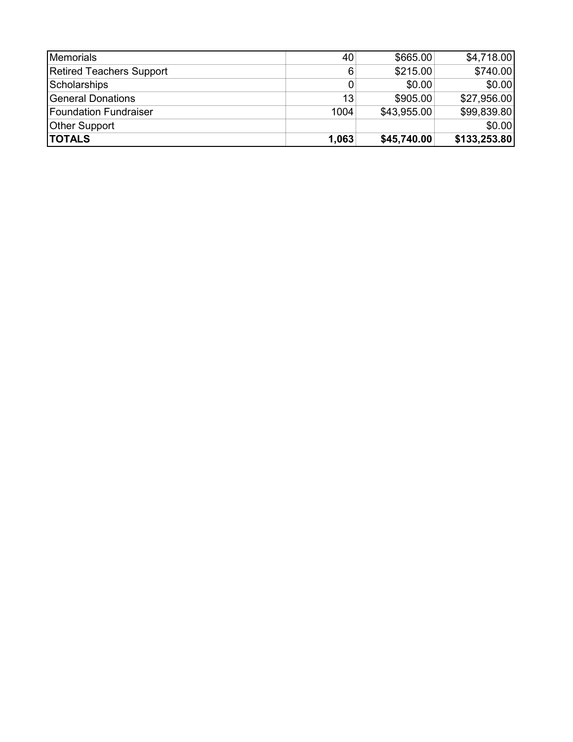| | | | |
|---|---|---|---|
| Memorials | 40 | $665.00 | $4,718.00 |
| Retired Teachers Support | 6 | $215.00 | $740.00 |
| Scholarships | 0 | $0.00 | $0.00 |
| General Donations | 13 | $905.00 | $27,956.00 |
| Foundation Fundraiser | 1004 | $43,955.00 | $99,839.80 |
| Other Support | | | $0.00 |
| **TOTALS** | **1,063** | **$45,740.00** | **$133,253.80** |